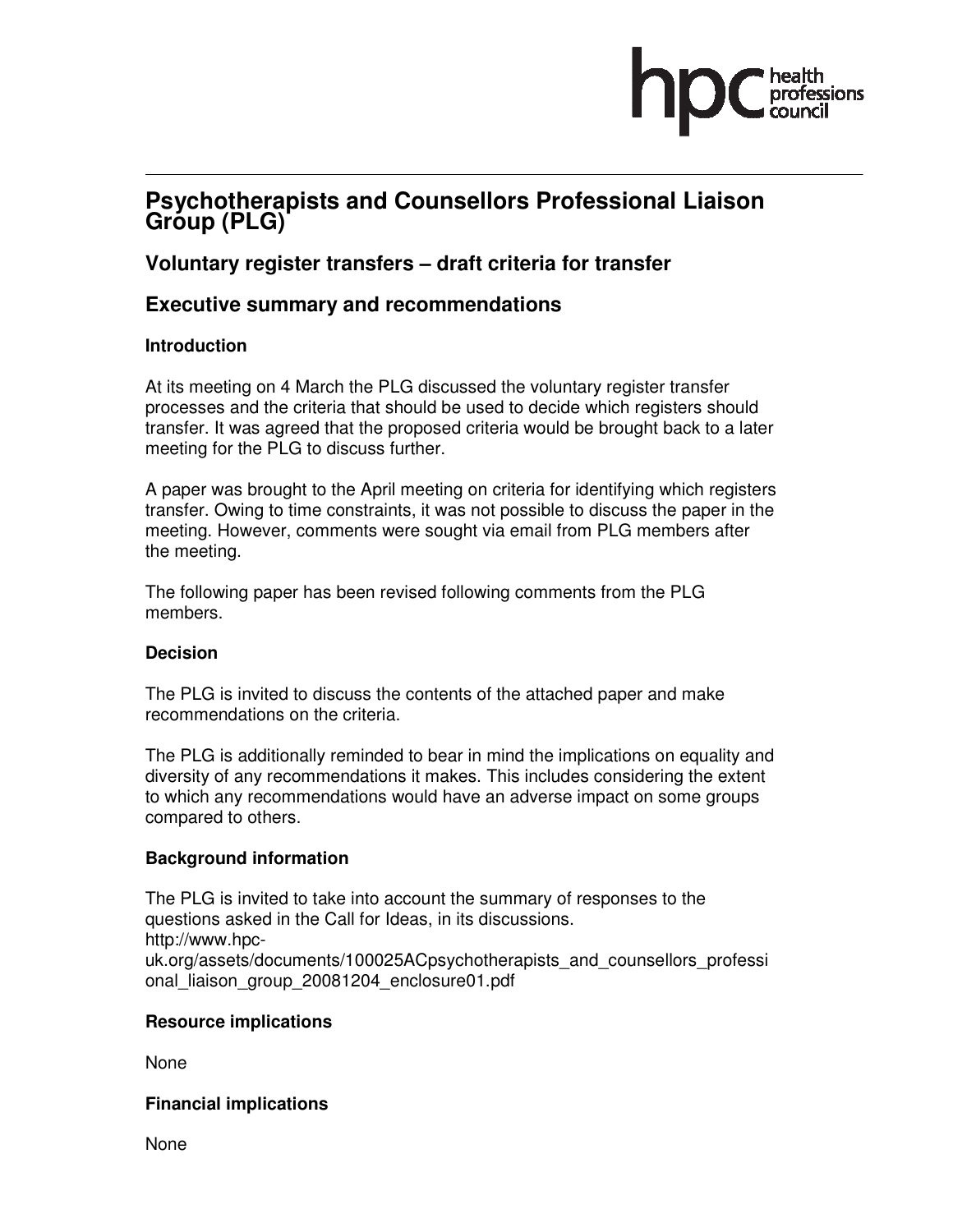# Psychotherapists and Counsellors Professional Liaison Group (PLG)

## Voluntary register transfers – draft criteria for transfer

## Executive summary and recommendations

### Introduction

At its meeting on 4 March the PLG discussed the voluntary register transfer processes and the criteria that should be used to decide which registers should transfer. It was agreed that the proposed criteria would be brought back to a later meeting for the PLG to discuss further.

A paper was brought to the April meeting on criteria for identifying which registers transfer. Owing to time constraints, it was not possible to discuss the paper in the meeting. However, comments were sought via email from PLG members after the meeting.

The following paper has been revised following comments from the PLG members.

### Decision

The PLG is invited to discuss the contents of the attached paper and make recommendations on the criteria.

The PLG is additionally reminded to bear in mind the implications on equality and diversity of any recommendations it makes. This includes considering the extent to which any recommendations would have an adverse impact on some groups compared to others.

### Background information

The PLG is invited to take into account the summary of responses to the questions asked in the Call for Ideas, in its discussions.
http://www.hpc-uk.org/assets/documents/100025ACpsychotherapists_and_counsellors_professional_liaison_group_20081204_enclosure01.pdf

### Resource implications

None

### Financial implications

None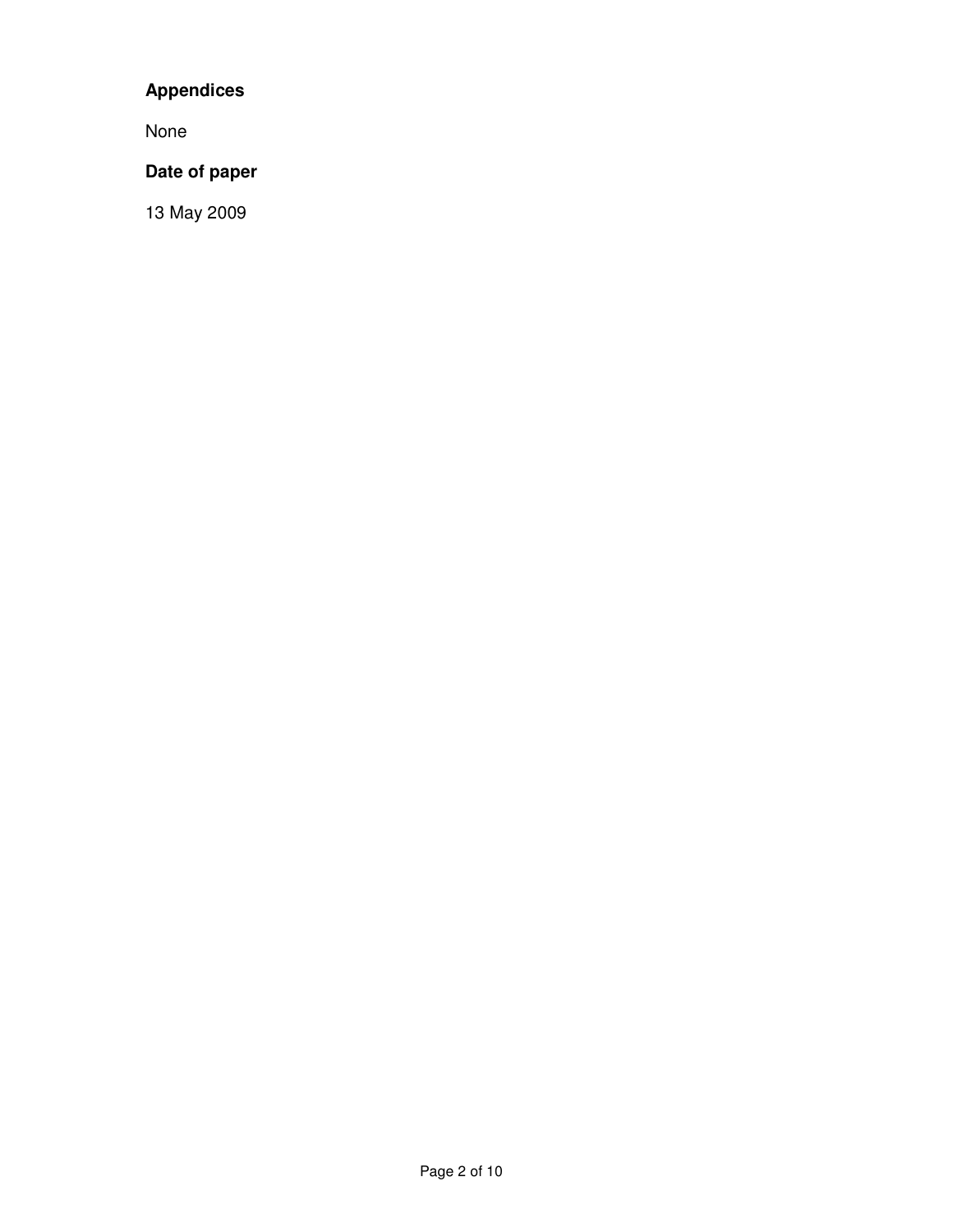**Appendices**

None

**Date of paper**

13 May 2009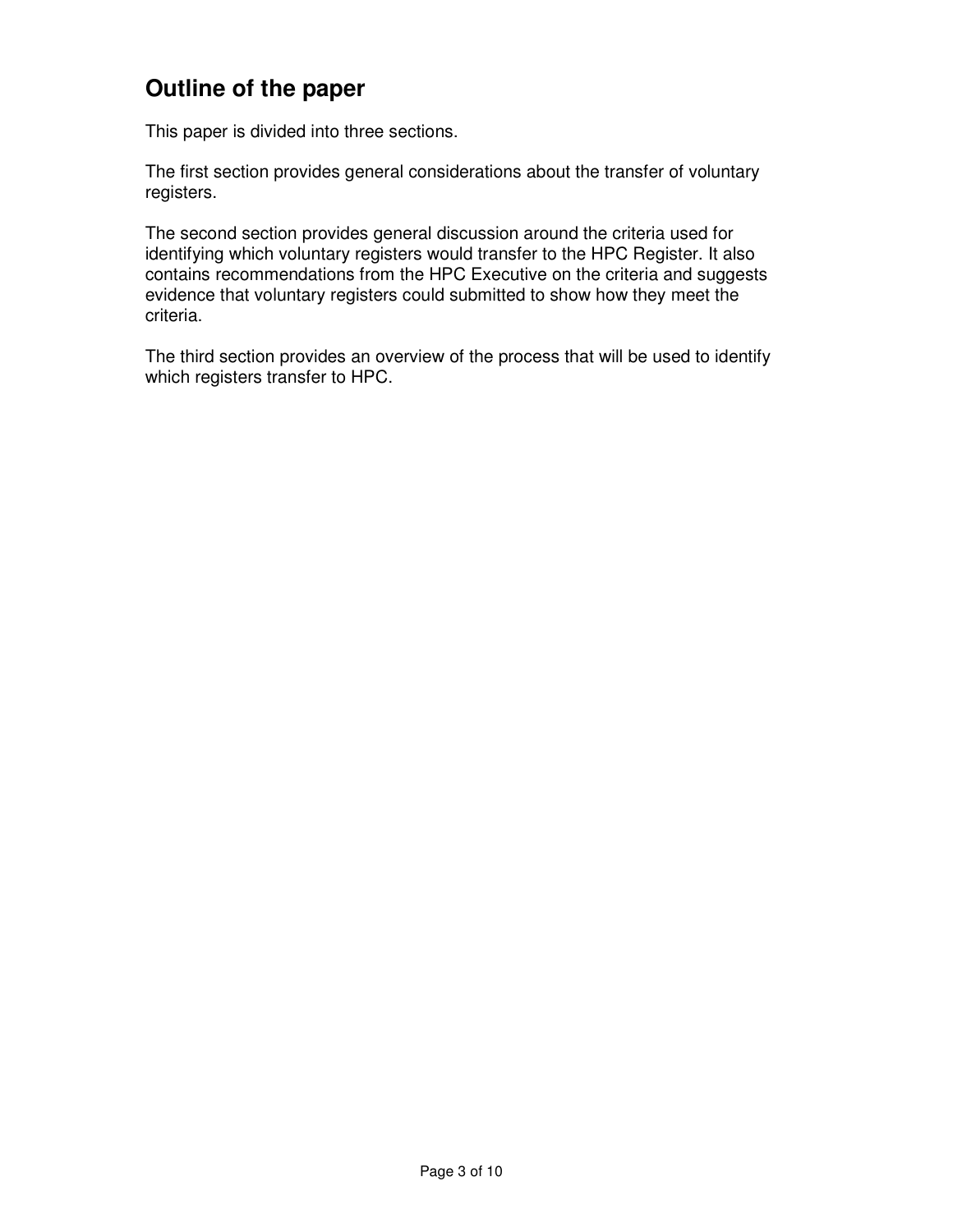## Outline of the paper

This paper is divided into three sections.

The first section provides general considerations about the transfer of voluntary registers.

The second section provides general discussion around the criteria used for identifying which voluntary registers would transfer to the HPC Register. It also contains recommendations from the HPC Executive on the criteria and suggests evidence that voluntary registers could submitted to show how they meet the criteria.

The third section provides an overview of the process that will be used to identify which registers transfer to HPC.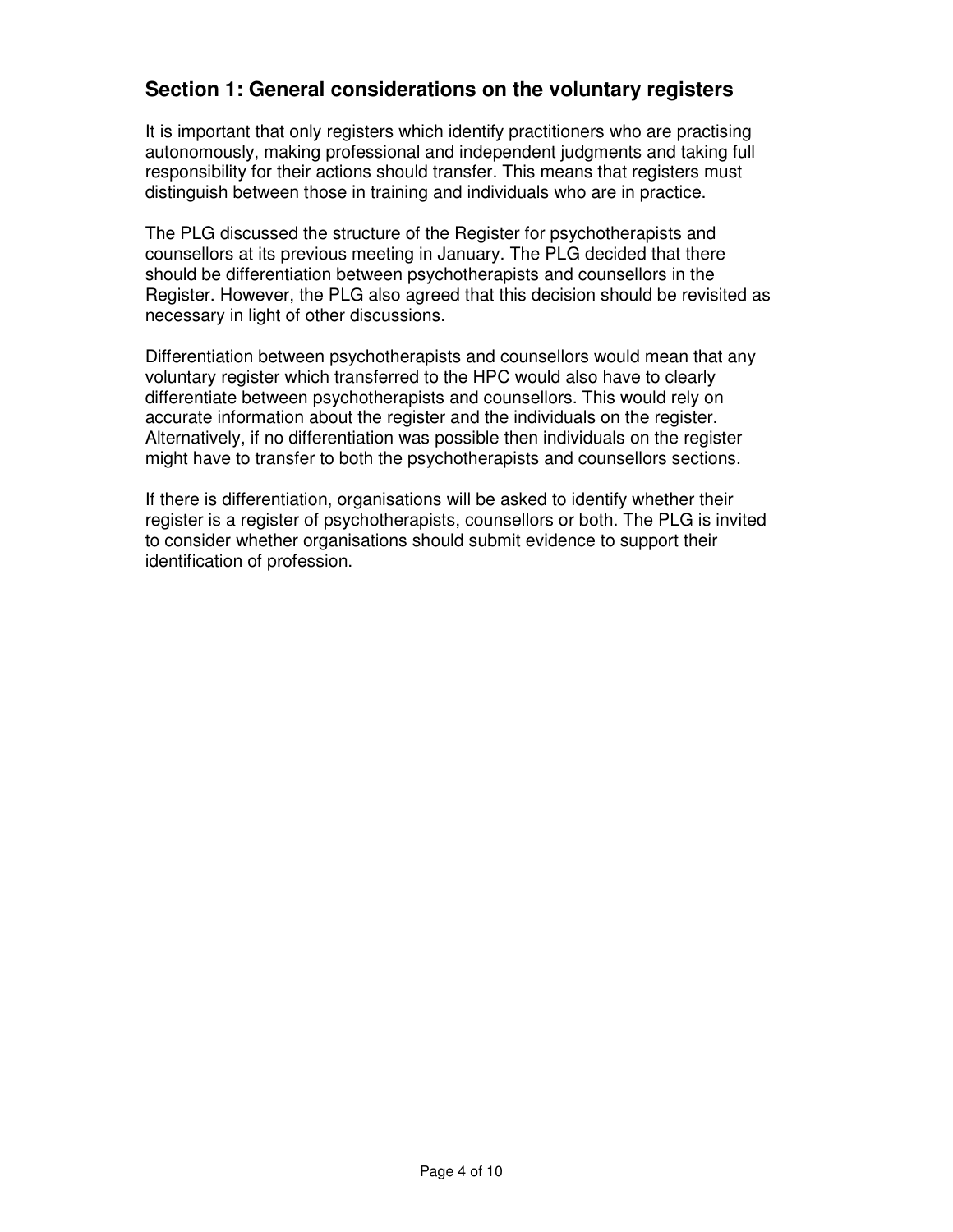## Section 1: General considerations on the voluntary registers

It is important that only registers which identify practitioners who are practising autonomously, making professional and independent judgments and taking full responsibility for their actions should transfer. This means that registers must distinguish between those in training and individuals who are in practice.

The PLG discussed the structure of the Register for psychotherapists and counsellors at its previous meeting in January. The PLG decided that there should be differentiation between psychotherapists and counsellors in the Register. However, the PLG also agreed that this decision should be revisited as necessary in light of other discussions.

Differentiation between psychotherapists and counsellors would mean that any voluntary register which transferred to the HPC would also have to clearly differentiate between psychotherapists and counsellors. This would rely on accurate information about the register and the individuals on the register. Alternatively, if no differentiation was possible then individuals on the register might have to transfer to both the psychotherapists and counsellors sections.

If there is differentiation, organisations will be asked to identify whether their register is a register of psychotherapists, counsellors or both. The PLG is invited to consider whether organisations should submit evidence to support their identification of profession.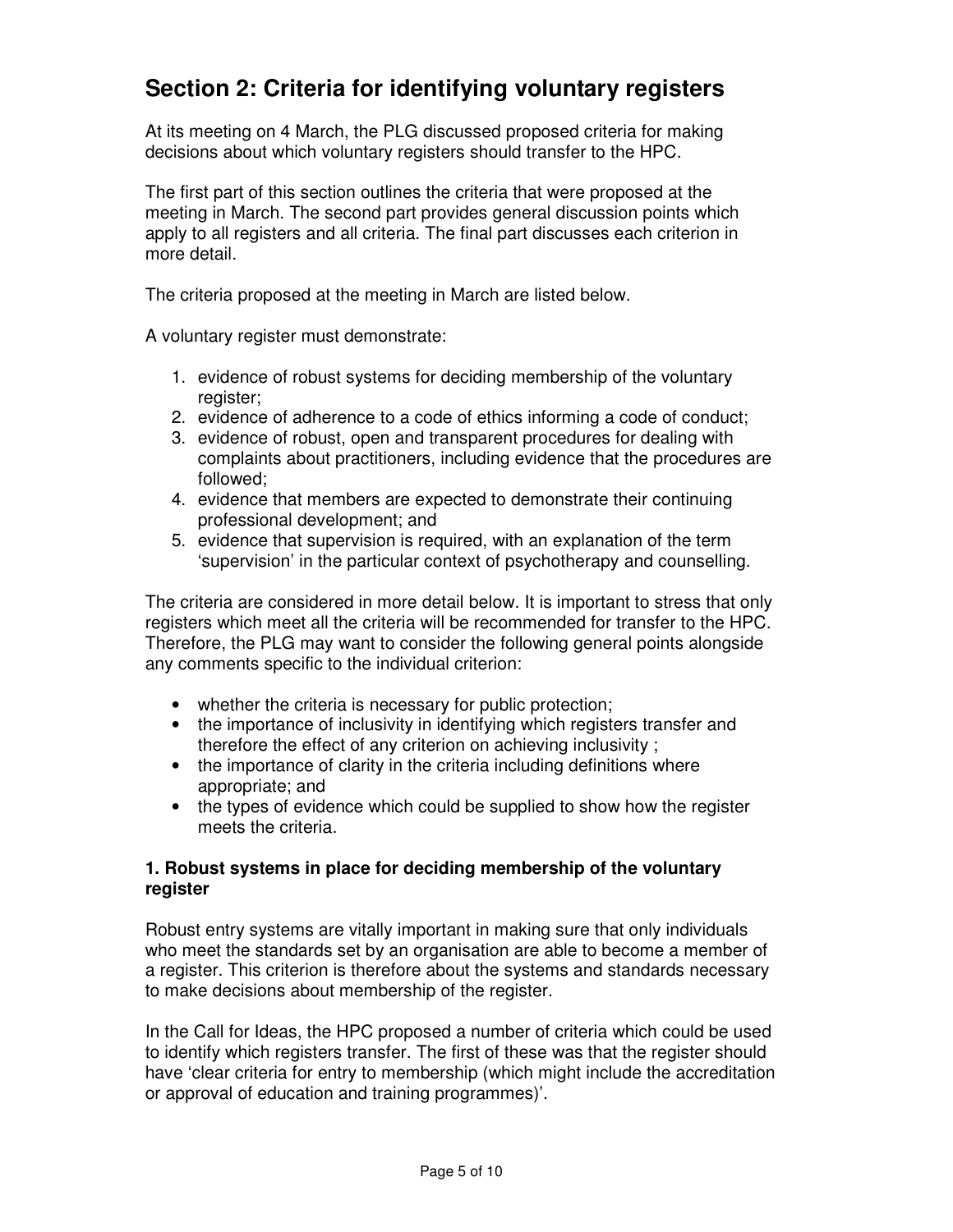## Section 2: Criteria for identifying voluntary registers

At its meeting on 4 March, the PLG discussed proposed criteria for making decisions about which voluntary registers should transfer to the HPC.

The first part of this section outlines the criteria that were proposed at the meeting in March. The second part provides general discussion points which apply to all registers and all criteria. The final part discusses each criterion in more detail.

The criteria proposed at the meeting in March are listed below.

A voluntary register must demonstrate:

1. evidence of robust systems for deciding membership of the voluntary register;
2. evidence of adherence to a code of ethics informing a code of conduct;
3. evidence of robust, open and transparent procedures for dealing with complaints about practitioners, including evidence that the procedures are followed;
4. evidence that members are expected to demonstrate their continuing professional development; and
5. evidence that supervision is required, with an explanation of the term 'supervision' in the particular context of psychotherapy and counselling.

The criteria are considered in more detail below. It is important to stress that only registers which meet all the criteria will be recommended for transfer to the HPC. Therefore, the PLG may want to consider the following general points alongside any comments specific to the individual criterion:

- whether the criteria is necessary for public protection;
- the importance of inclusivity in identifying which registers transfer and therefore the effect of any criterion on achieving inclusivity ;
- the importance of clarity in the criteria including definitions where appropriate; and
- the types of evidence which could be supplied to show how the register meets the criteria.

### 1. Robust systems in place for deciding membership of the voluntary register

Robust entry systems are vitally important in making sure that only individuals who meet the standards set by an organisation are able to become a member of a register. This criterion is therefore about the systems and standards necessary to make decisions about membership of the register.

In the Call for Ideas, the HPC proposed a number of criteria which could be used to identify which registers transfer. The first of these was that the register should have 'clear criteria for entry to membership (which might include the accreditation or approval of education and training programmes)'.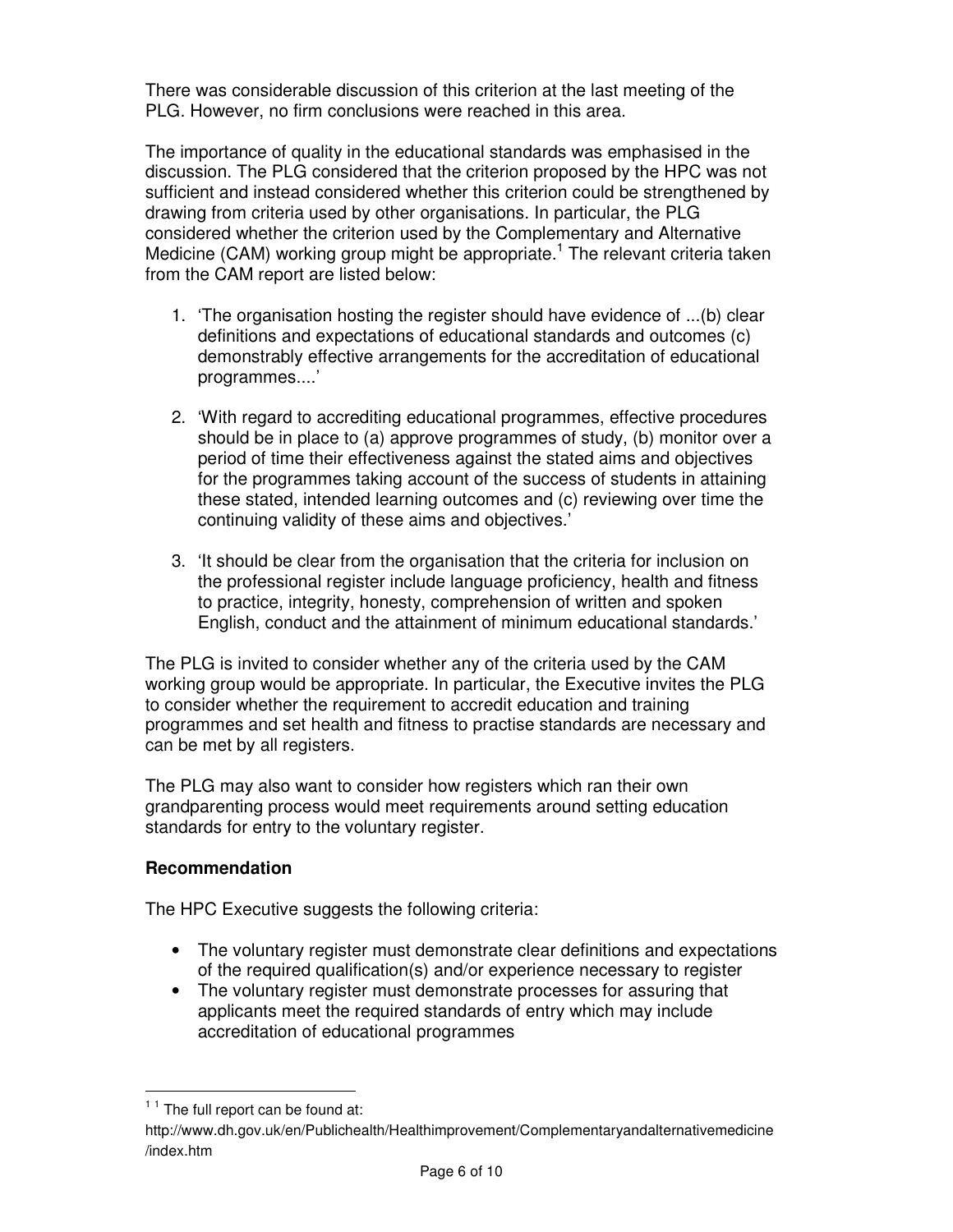There was considerable discussion of this criterion at the last meeting of the PLG. However, no firm conclusions were reached in this area.

The importance of quality in the educational standards was emphasised in the discussion. The PLG considered that the criterion proposed by the HPC was not sufficient and instead considered whether this criterion could be strengthened by drawing from criteria used by other organisations. In particular, the PLG considered whether the criterion used by the Complementary and Alternative Medicine (CAM) working group might be appropriate.[1] The relevant criteria taken from the CAM report are listed below:

1. 'The organisation hosting the register should have evidence of ...(b) clear definitions and expectations of educational standards and outcomes (c) demonstrably effective arrangements for the accreditation of educational programmes....'

2. 'With regard to accrediting educational programmes, effective procedures should be in place to (a) approve programmes of study, (b) monitor over a period of time their effectiveness against the stated aims and objectives for the programmes taking account of the success of students in attaining these stated, intended learning outcomes and (c) reviewing over time the continuing validity of these aims and objectives.'

3. 'It should be clear from the organisation that the criteria for inclusion on the professional register include language proficiency, health and fitness to practice, integrity, honesty, comprehension of written and spoken English, conduct and the attainment of minimum educational standards.'

The PLG is invited to consider whether any of the criteria used by the CAM working group would be appropriate. In particular, the Executive invites the PLG to consider whether the requirement to accredit education and training programmes and set health and fitness to practise standards are necessary and can be met by all registers.

The PLG may also want to consider how registers which ran their own grandparenting process would meet requirements around setting education standards for entry to the voluntary register.

**Recommendation**

The HPC Executive suggests the following criteria:

- The voluntary register must demonstrate clear definitions and expectations of the required qualification(s) and/or experience necessary to register
- The voluntary register must demonstrate processes for assuring that applicants meet the required standards of entry which may include accreditation of educational programmes

---

[1] The full report can be found at: http://www.dh.gov.uk/en/Publichealth/Healthimprovement/Complementaryandalternativemedicine/index.htm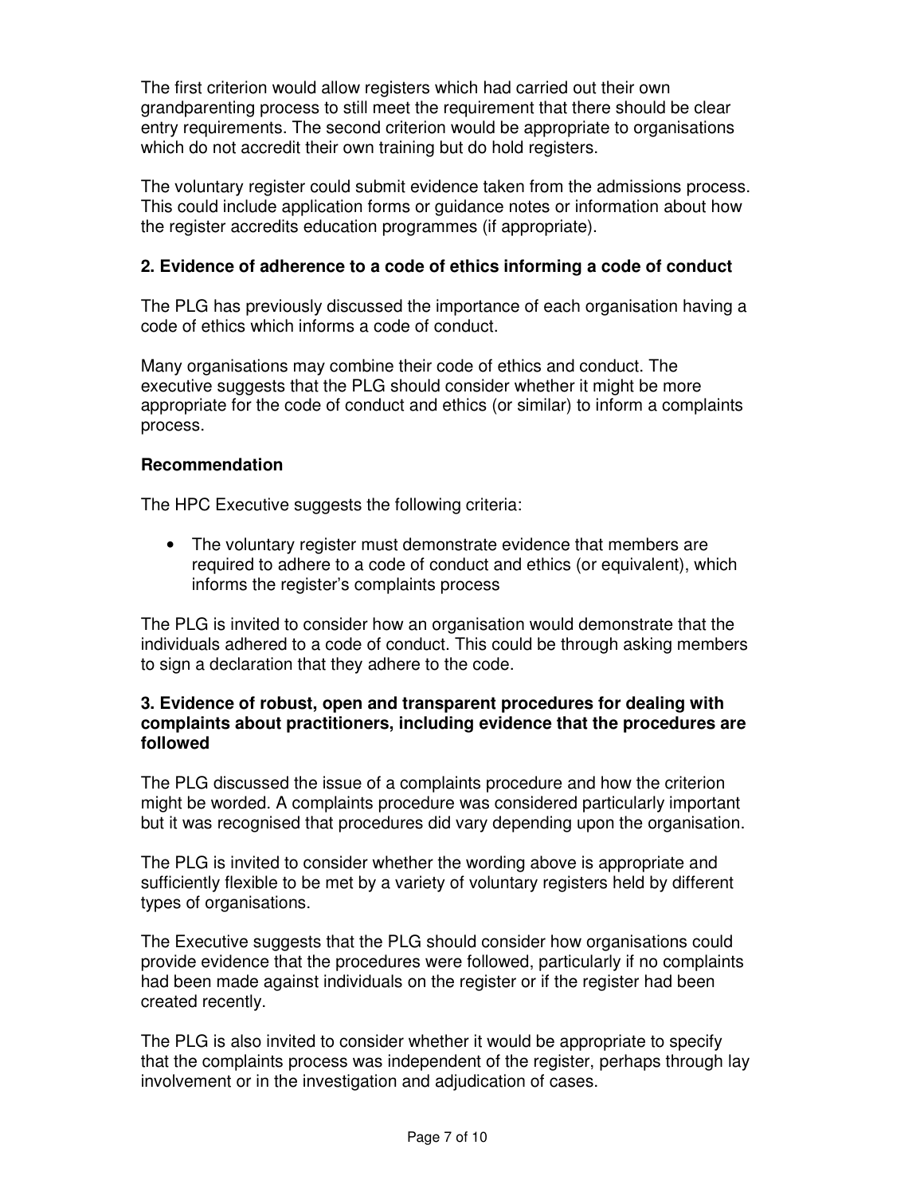The first criterion would allow registers which had carried out their own grandparenting process to still meet the requirement that there should be clear entry requirements. The second criterion would be appropriate to organisations which do not accredit their own training but do hold registers.

The voluntary register could submit evidence taken from the admissions process. This could include application forms or guidance notes or information about how the register accredits education programmes (if appropriate).

**2. Evidence of adherence to a code of ethics informing a code of conduct**

The PLG has previously discussed the importance of each organisation having a code of ethics which informs a code of conduct.

Many organisations may combine their code of ethics and conduct. The executive suggests that the PLG should consider whether it might be more appropriate for the code of conduct and ethics (or similar) to inform a complaints process.

**Recommendation**

The HPC Executive suggests the following criteria:

- The voluntary register must demonstrate evidence that members are required to adhere to a code of conduct and ethics (or equivalent), which informs the register's complaints process

The PLG is invited to consider how an organisation would demonstrate that the individuals adhered to a code of conduct. This could be through asking members to sign a declaration that they adhere to the code.

**3. Evidence of robust, open and transparent procedures for dealing with complaints about practitioners, including evidence that the procedures are followed**

The PLG discussed the issue of a complaints procedure and how the criterion might be worded. A complaints procedure was considered particularly important but it was recognised that procedures did vary depending upon the organisation.

The PLG is invited to consider whether the wording above is appropriate and sufficiently flexible to be met by a variety of voluntary registers held by different types of organisations.

The Executive suggests that the PLG should consider how organisations could provide evidence that the procedures were followed, particularly if no complaints had been made against individuals on the register or if the register had been created recently.

The PLG is also invited to consider whether it would be appropriate to specify that the complaints process was independent of the register, perhaps through lay involvement or in the investigation and adjudication of cases.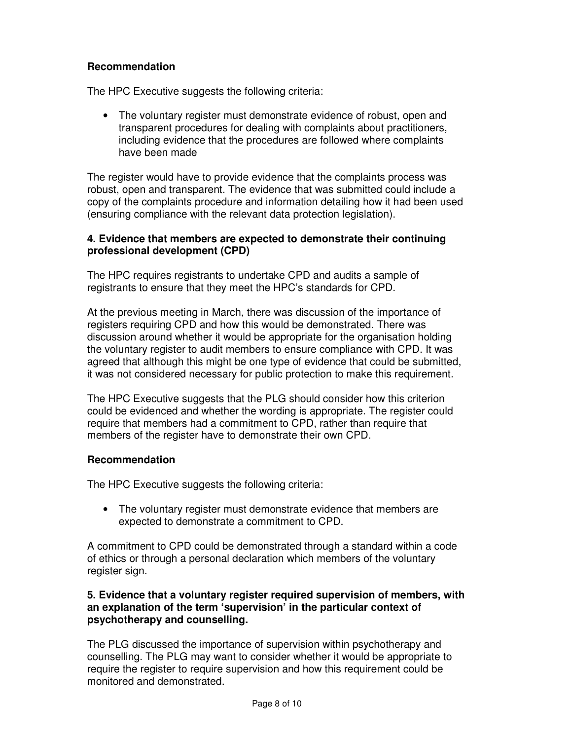**Recommendation**

The HPC Executive suggests the following criteria:

- The voluntary register must demonstrate evidence of robust, open and transparent procedures for dealing with complaints about practitioners, including evidence that the procedures are followed where complaints have been made

The register would have to provide evidence that the complaints process was robust, open and transparent. The evidence that was submitted could include a copy of the complaints procedure and information detailing how it had been used (ensuring compliance with the relevant data protection legislation).

**4. Evidence that members are expected to demonstrate their continuing professional development (CPD)**

The HPC requires registrants to undertake CPD and audits a sample of registrants to ensure that they meet the HPC's standards for CPD.

At the previous meeting in March, there was discussion of the importance of registers requiring CPD and how this would be demonstrated. There was discussion around whether it would be appropriate for the organisation holding the voluntary register to audit members to ensure compliance with CPD. It was agreed that although this might be one type of evidence that could be submitted, it was not considered necessary for public protection to make this requirement.

The HPC Executive suggests that the PLG should consider how this criterion could be evidenced and whether the wording is appropriate. The register could require that members had a commitment to CPD, rather than require that members of the register have to demonstrate their own CPD.

**Recommendation**

The HPC Executive suggests the following criteria:

- The voluntary register must demonstrate evidence that members are expected to demonstrate a commitment to CPD.

A commitment to CPD could be demonstrated through a standard within a code of ethics or through a personal declaration which members of the voluntary register sign.

**5. Evidence that a voluntary register required supervision of members, with an explanation of the term 'supervision' in the particular context of psychotherapy and counselling.**

The PLG discussed the importance of supervision within psychotherapy and counselling. The PLG may want to consider whether it would be appropriate to require the register to require supervision and how this requirement could be monitored and demonstrated.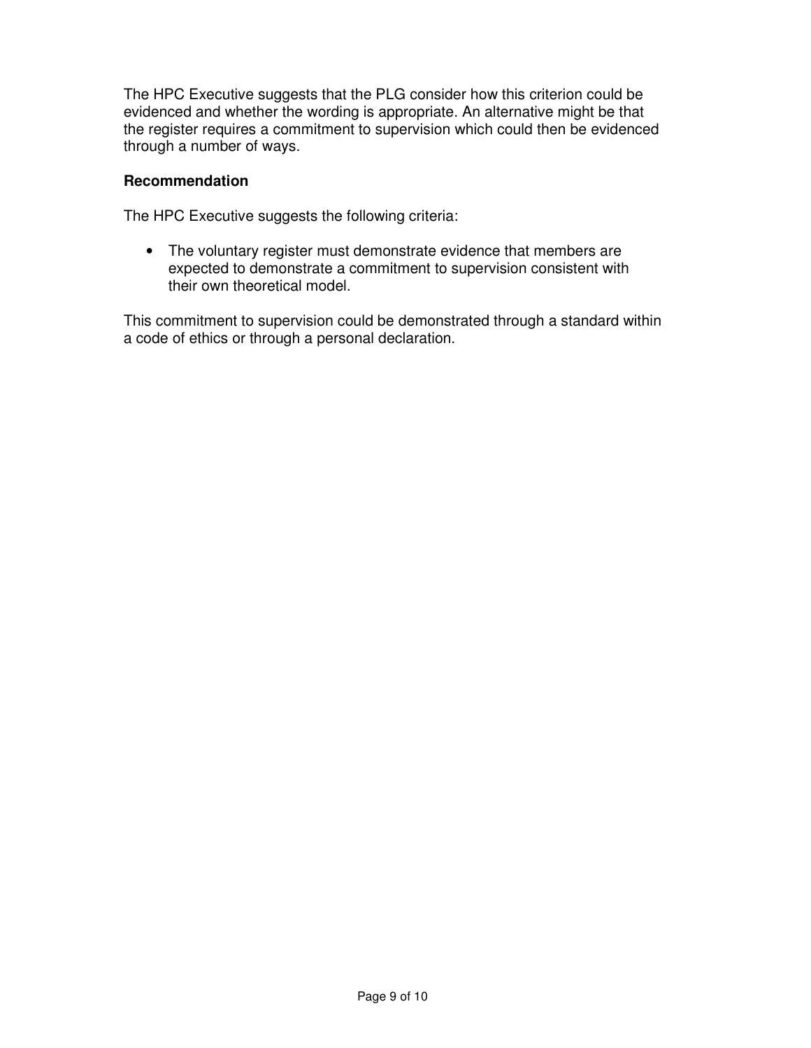The HPC Executive suggests that the PLG consider how this criterion could be evidenced and whether the wording is appropriate. An alternative might be that the register requires a commitment to supervision which could then be evidenced through a number of ways.

**Recommendation**

The HPC Executive suggests the following criteria:

- The voluntary register must demonstrate evidence that members are expected to demonstrate a commitment to supervision consistent with their own theoretical model.

This commitment to supervision could be demonstrated through a standard within a code of ethics or through a personal declaration.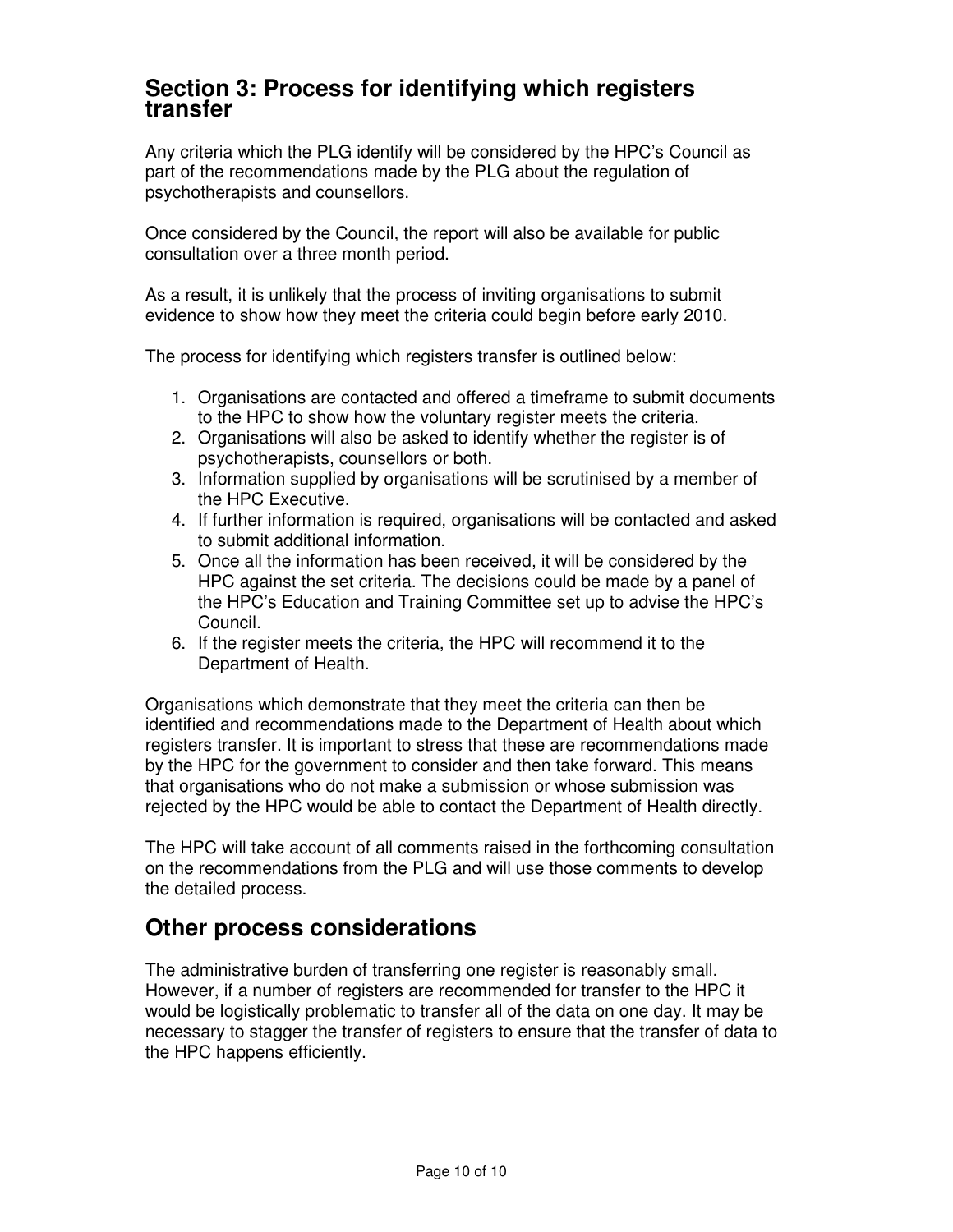## Section 3: Process for identifying which registers transfer

Any criteria which the PLG identify will be considered by the HPC's Council as part of the recommendations made by the PLG about the regulation of psychotherapists and counsellors.

Once considered by the Council, the report will also be available for public consultation over a three month period.

As a result, it is unlikely that the process of inviting organisations to submit evidence to show how they meet the criteria could begin before early 2010.

The process for identifying which registers transfer is outlined below:

1. Organisations are contacted and offered a timeframe to submit documents to the HPC to show how the voluntary register meets the criteria.
2. Organisations will also be asked to identify whether the register is of psychotherapists, counsellors or both.
3. Information supplied by organisations will be scrutinised by a member of the HPC Executive.
4. If further information is required, organisations will be contacted and asked to submit additional information.
5. Once all the information has been received, it will be considered by the HPC against the set criteria. The decisions could be made by a panel of the HPC's Education and Training Committee set up to advise the HPC's Council.
6. If the register meets the criteria, the HPC will recommend it to the Department of Health.

Organisations which demonstrate that they meet the criteria can then be identified and recommendations made to the Department of Health about which registers transfer. It is important to stress that these are recommendations made by the HPC for the government to consider and then take forward. This means that organisations who do not make a submission or whose submission was rejected by the HPC would be able to contact the Department of Health directly.

The HPC will take account of all comments raised in the forthcoming consultation on the recommendations from the PLG and will use those comments to develop the detailed process.

## Other process considerations

The administrative burden of transferring one register is reasonably small. However, if a number of registers are recommended for transfer to the HPC it would be logistically problematic to transfer all of the data on one day. It may be necessary to stagger the transfer of registers to ensure that the transfer of data to the HPC happens efficiently.